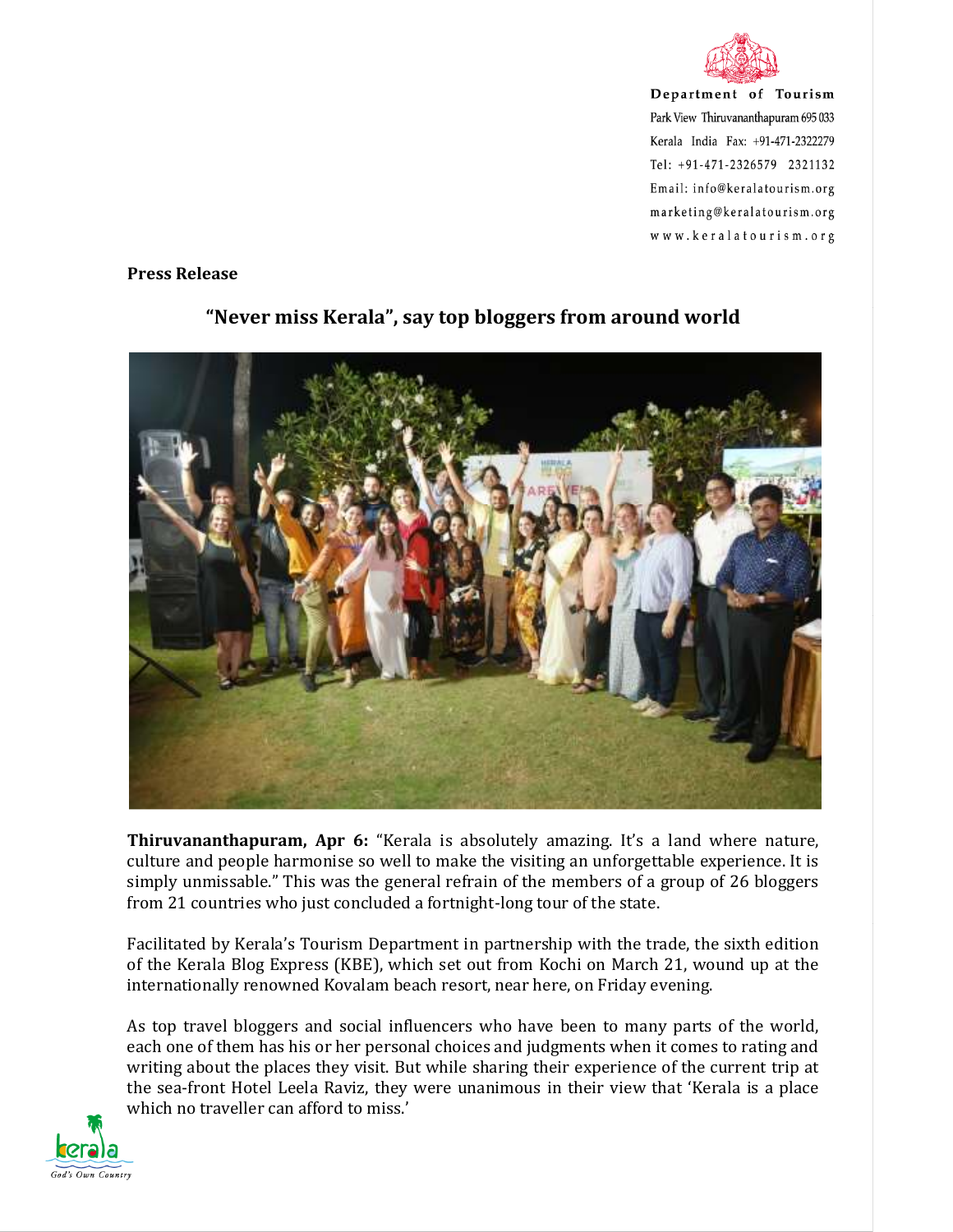Department of Tourism
Park View Thiruvananthapuram 695 033
Kerala India Fax: +91-471-2322279
Tel: +91-471-2326579 2321132
Email: info@keralatourism.org
marketing@keralatourism.org
www.keralatourism.org

**Press Release**

## "Never miss Kerala", say top bloggers from around world

**Thiruvananthapuram, Apr 6:** "Kerala is absolutely amazing. It's a land where nature, culture and people harmonise so well to make the visiting an unforgettable experience. It is simply unmissable." This was the general refrain of the members of a group of 26 bloggers from 21 countries who just concluded a fortnight-long tour of the state.

Facilitated by Kerala's Tourism Department in partnership with the trade, the sixth edition of the Kerala Blog Express (KBE), which set out from Kochi on March 21, wound up at the internationally renowned Kovalam beach resort, near here, on Friday evening.

As top travel bloggers and social influencers who have been to many parts of the world, each one of them has his or her personal choices and judgments when it comes to rating and writing about the places they visit. But while sharing their experience of the current trip at the sea-front Hotel Leela Raviz, they were unanimous in their view that 'Kerala is a place which no traveller can afford to miss.'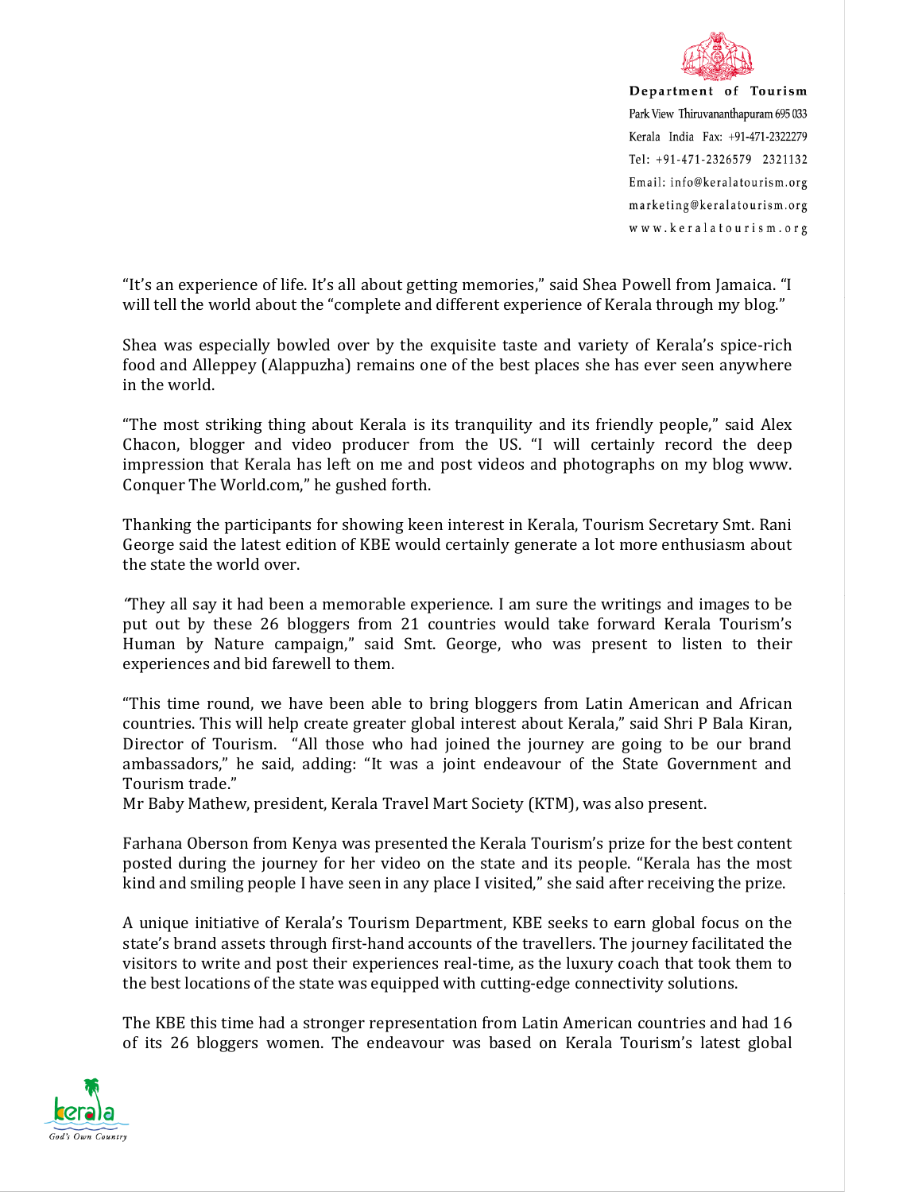"It's an experience of life. It's all about getting memories," said Shea Powell from Jamaica. "I will tell the world about the "complete and different experience of Kerala through my blog."

Shea was especially bowled over by the exquisite taste and variety of Kerala's spice-rich food and Alleppey (Alappuzha) remains one of the best places she has ever seen anywhere in the world.

"The most striking thing about Kerala is its tranquility and its friendly people," said Alex Chacon, blogger and video producer from the US. "I will certainly record the deep impression that Kerala has left on me and post videos and photographs on my blog www. Conquer The World.com," he gushed forth.

Thanking the participants for showing keen interest in Kerala, Tourism Secretary Smt. Rani George said the latest edition of KBE would certainly generate a lot more enthusiasm about the state the world over.

"They all say it had been a memorable experience. I am sure the writings and images to be put out by these 26 bloggers from 21 countries would take forward Kerala Tourism's Human by Nature campaign," said Smt. George, who was present to listen to their experiences and bid farewell to them.

"This time round, we have been able to bring bloggers from Latin American and African countries. This will help create greater global interest about Kerala," said Shri P Bala Kiran, Director of Tourism. "All those who had joined the journey are going to be our brand ambassadors," he said, adding: "It was a joint endeavour of the State Government and Tourism trade."
Mr Baby Mathew, president, Kerala Travel Mart Society (KTM), was also present.

Farhana Oberson from Kenya was presented the Kerala Tourism's prize for the best content posted during the journey for her video on the state and its people. "Kerala has the most kind and smiling people I have seen in any place I visited," she said after receiving the prize.

A unique initiative of Kerala's Tourism Department, KBE seeks to earn global focus on the state's brand assets through first-hand accounts of the travellers. The journey facilitated the visitors to write and post their experiences real-time, as the luxury coach that took them to the best locations of the state was equipped with cutting-edge connectivity solutions.

The KBE this time had a stronger representation from Latin American countries and had 16 of its 26 bloggers women. The endeavour was based on Kerala Tourism's latest global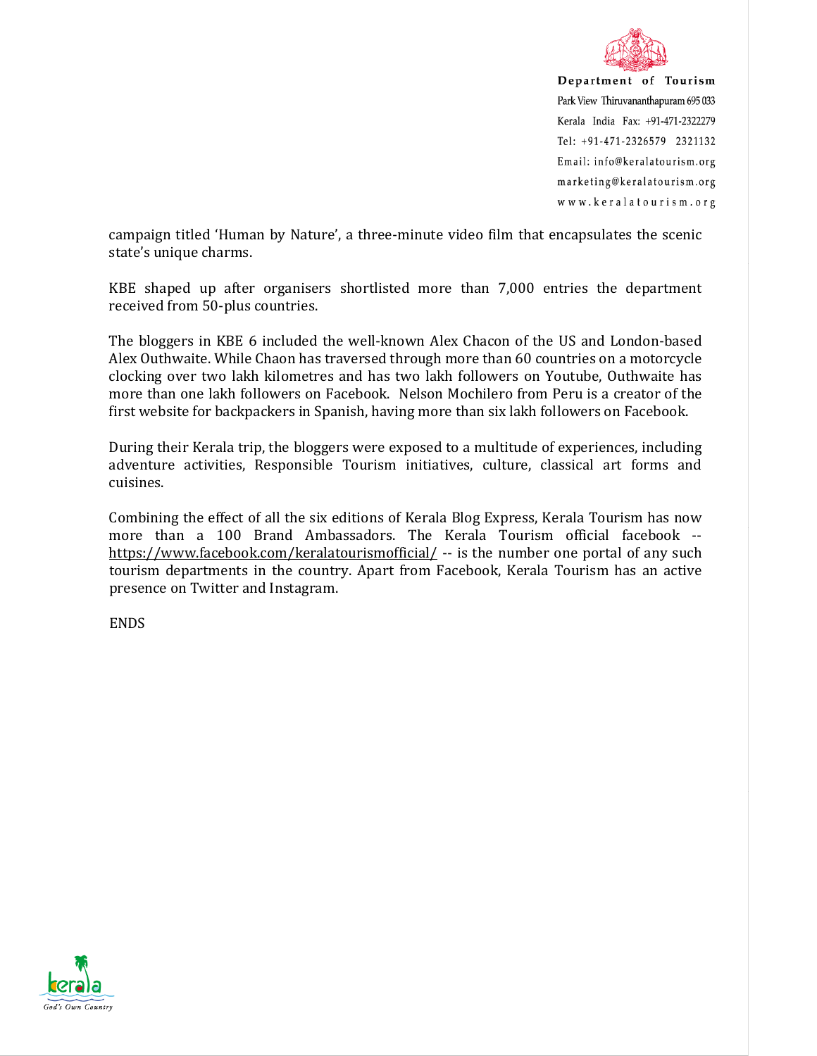campaign titled 'Human by Nature', a three-minute video film that encapsulates the scenic state's unique charms.

KBE shaped up after organisers shortlisted more than 7,000 entries the department received from 50-plus countries.

The bloggers in KBE 6 included the well-known Alex Chacon of the US and London-based Alex Outhwaite. While Chaon has traversed through more than 60 countries on a motorcycle clocking over two lakh kilometres and has two lakh followers on Youtube, Outhwaite has more than one lakh followers on Facebook. Nelson Mochilero from Peru is a creator of the first website for backpackers in Spanish, having more than six lakh followers on Facebook.

During their Kerala trip, the bloggers were exposed to a multitude of experiences, including adventure activities, Responsible Tourism initiatives, culture, classical art forms and cuisines.

Combining the effect of all the six editions of Kerala Blog Express, Kerala Tourism has now more than a 100 Brand Ambassadors. The Kerala Tourism official facebook -- https://www.facebook.com/keralatourismofficial/ -- is the number one portal of any such tourism departments in the country. Apart from Facebook, Kerala Tourism has an active presence on Twitter and Instagram.

ENDS